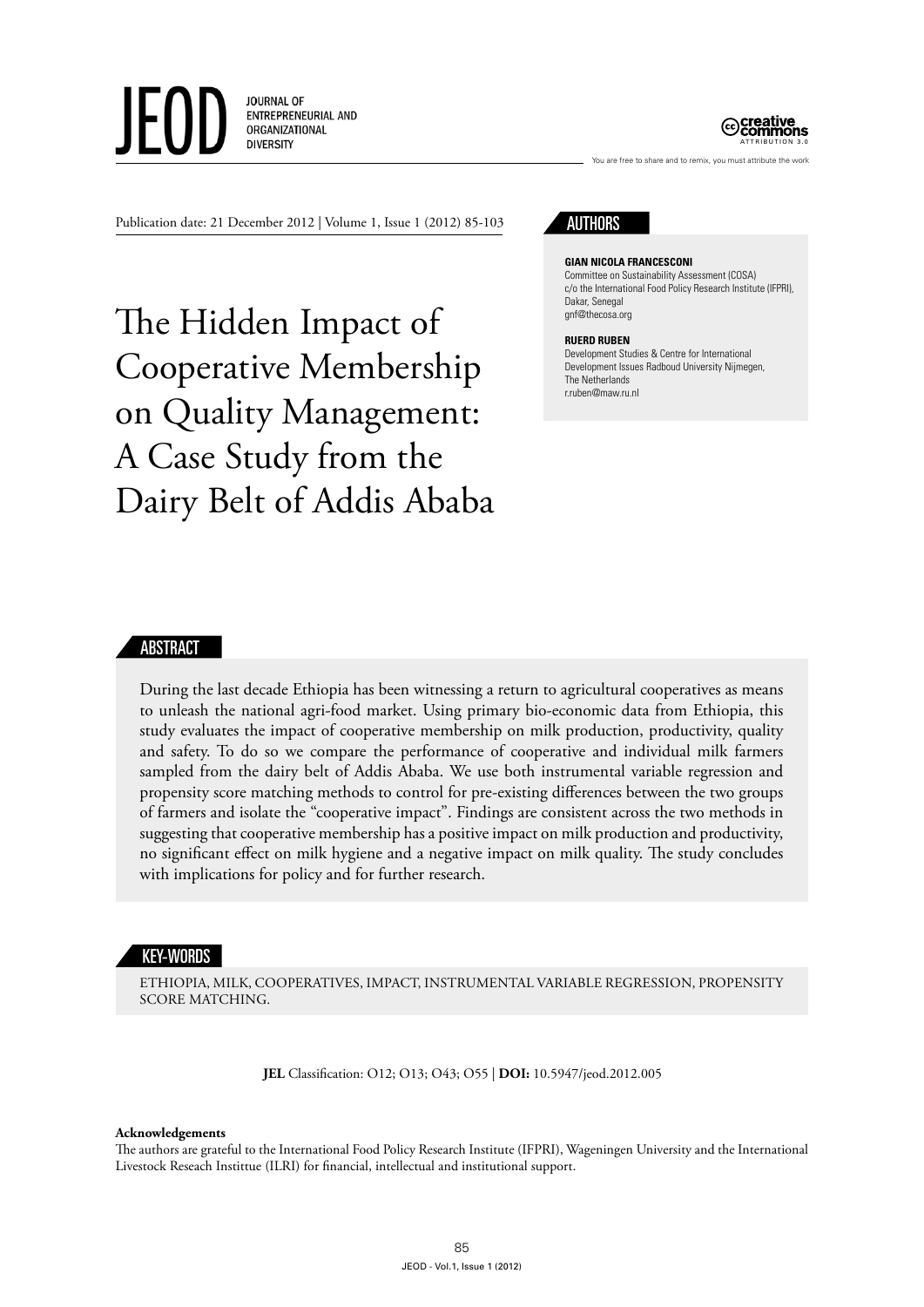# The Hidden Impact of Cooperative Membership on Quality Management: A Case Study from the Dairy Belt of Addis Ababa

Publication date: 21 December 2012 | Volume 1, Issue 1 (2012) 85-103

## AUTHORS

**GIAN NICOLA FRANCESCONI**
Committee on Sustainability Assessment (COSA)
c/o the International Food Policy Research Institute (IFPRI), Dakar, Senegal
gnf@thecosa.org

**RUERD RUBEN**
Development Studies & Centre for International Development Issues Radboud University Nijmegen, The Netherlands
r.ruben@maw.ru.nl

## ABSTRACT

During the last decade Ethiopia has been witnessing a return to agricultural cooperatives as means to unleash the national agri-food market. Using primary bio-economic data from Ethiopia, this study evaluates the impact of cooperative membership on milk production, productivity, quality and safety. To do so we compare the performance of cooperative and individual milk farmers sampled from the dairy belt of Addis Ababa. We use both instrumental variable regression and propensity score matching methods to control for pre-existing differences between the two groups of farmers and isolate the "cooperative impact". Findings are consistent across the two methods in suggesting that cooperative membership has a positive impact on milk production and productivity, no significant effect on milk hygiene and a negative impact on milk quality. The study concludes with implications for policy and for further research.

## KEY-WORDS

ETHIOPIA, MILK, COOPERATIVES, IMPACT, INSTRUMENTAL VARIABLE REGRESSION, PROPENSITY SCORE MATCHING.

**JEL** Classification: O12; O13; O43; O55 | **DOI:** 10.5947/jeod.2012.005

**Acknowledgements**
The authors are grateful to the International Food Policy Research Institute (IFPRI), Wageningen University and the International Livestock Reseach Instittue (ILRI) for financial, intellectual and institutional support.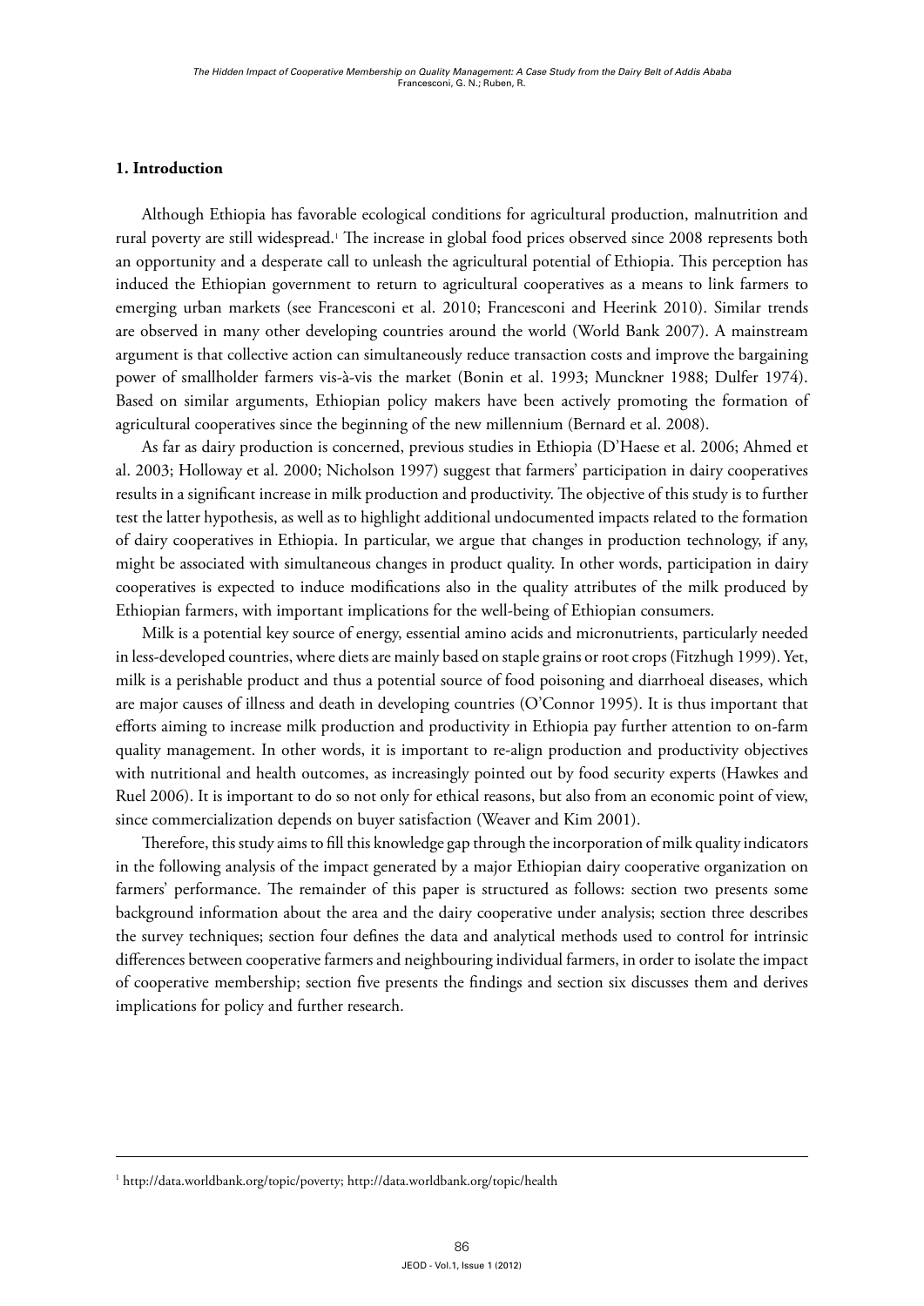## 1. Introduction

Although Ethiopia has favorable ecological conditions for agricultural production, malnutrition and rural poverty are still widespread.[1] The increase in global food prices observed since 2008 represents both an opportunity and a desperate call to unleash the agricultural potential of Ethiopia. This perception has induced the Ethiopian government to return to agricultural cooperatives as a means to link farmers to emerging urban markets (see Francesconi et al. 2010; Francesconi and Heerink 2010). Similar trends are observed in many other developing countries around the world (World Bank 2007). A mainstream argument is that collective action can simultaneously reduce transaction costs and improve the bargaining power of smallholder farmers vis-à-vis the market (Bonin et al. 1993; Munckner 1988; Dulfer 1974). Based on similar arguments, Ethiopian policy makers have been actively promoting the formation of agricultural cooperatives since the beginning of the new millennium (Bernard et al. 2008).

As far as dairy production is concerned, previous studies in Ethiopia (D'Haese et al. 2006; Ahmed et al. 2003; Holloway et al. 2000; Nicholson 1997) suggest that farmers' participation in dairy cooperatives results in a significant increase in milk production and productivity. The objective of this study is to further test the latter hypothesis, as well as to highlight additional undocumented impacts related to the formation of dairy cooperatives in Ethiopia. In particular, we argue that changes in production technology, if any, might be associated with simultaneous changes in product quality. In other words, participation in dairy cooperatives is expected to induce modifications also in the quality attributes of the milk produced by Ethiopian farmers, with important implications for the well-being of Ethiopian consumers.

Milk is a potential key source of energy, essential amino acids and micronutrients, particularly needed in less-developed countries, where diets are mainly based on staple grains or root crops (Fitzhugh 1999). Yet, milk is a perishable product and thus a potential source of food poisoning and diarrhoeal diseases, which are major causes of illness and death in developing countries (O'Connor 1995). It is thus important that efforts aiming to increase milk production and productivity in Ethiopia pay further attention to on-farm quality management. In other words, it is important to re-align production and productivity objectives with nutritional and health outcomes, as increasingly pointed out by food security experts (Hawkes and Ruel 2006). It is important to do so not only for ethical reasons, but also from an economic point of view, since commercialization depends on buyer satisfaction (Weaver and Kim 2001).

Therefore, this study aims to fill this knowledge gap through the incorporation of milk quality indicators in the following analysis of the impact generated by a major Ethiopian dairy cooperative organization on farmers' performance. The remainder of this paper is structured as follows: section two presents some background information about the area and the dairy cooperative under analysis; section three describes the survey techniques; section four defines the data and analytical methods used to control for intrinsic differences between cooperative farmers and neighbouring individual farmers, in order to isolate the impact of cooperative membership; section five presents the findings and section six discusses them and derives implications for policy and further research.

---

[1] http://data.worldbank.org/topic/poverty; http://data.worldbank.org/topic/health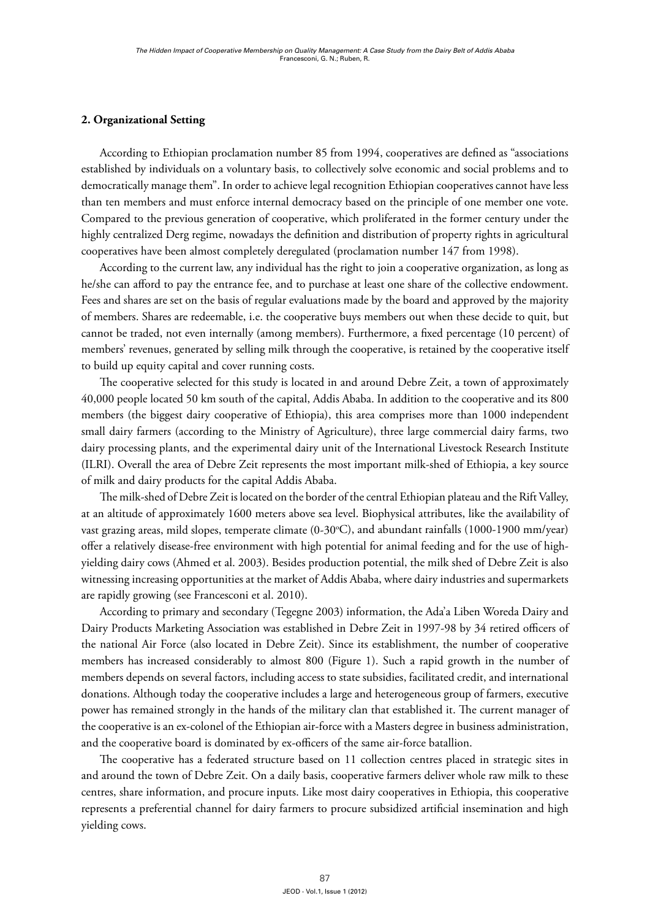## 2. Organizational Setting

According to Ethiopian proclamation number 85 from 1994, cooperatives are defined as "associations established by individuals on a voluntary basis, to collectively solve economic and social problems and to democratically manage them". In order to achieve legal recognition Ethiopian cooperatives cannot have less than ten members and must enforce internal democracy based on the principle of one member one vote. Compared to the previous generation of cooperative, which proliferated in the former century under the highly centralized Derg regime, nowadays the definition and distribution of property rights in agricultural cooperatives have been almost completely deregulated (proclamation number 147 from 1998).

According to the current law, any individual has the right to join a cooperative organization, as long as he/she can afford to pay the entrance fee, and to purchase at least one share of the collective endowment. Fees and shares are set on the basis of regular evaluations made by the board and approved by the majority of members. Shares are redeemable, i.e. the cooperative buys members out when these decide to quit, but cannot be traded, not even internally (among members). Furthermore, a fixed percentage (10 percent) of members' revenues, generated by selling milk through the cooperative, is retained by the cooperative itself to build up equity capital and cover running costs.

The cooperative selected for this study is located in and around Debre Zeit, a town of approximately 40,000 people located 50 km south of the capital, Addis Ababa. In addition to the cooperative and its 800 members (the biggest dairy cooperative of Ethiopia), this area comprises more than 1000 independent small dairy farmers (according to the Ministry of Agriculture), three large commercial dairy farms, two dairy processing plants, and the experimental dairy unit of the International Livestock Research Institute (ILRI). Overall the area of Debre Zeit represents the most important milk-shed of Ethiopia, a key source of milk and dairy products for the capital Addis Ababa.

The milk-shed of Debre Zeit is located on the border of the central Ethiopian plateau and the Rift Valley, at an altitude of approximately 1600 meters above sea level. Biophysical attributes, like the availability of vast grazing areas, mild slopes, temperate climate (0-30°C), and abundant rainfalls (1000-1900 mm/year) offer a relatively disease-free environment with high potential for animal feeding and for the use of high-yielding dairy cows (Ahmed et al. 2003). Besides production potential, the milk shed of Debre Zeit is also witnessing increasing opportunities at the market of Addis Ababa, where dairy industries and supermarkets are rapidly growing (see Francesconi et al. 2010).

According to primary and secondary (Tegegne 2003) information, the Ada'a Liben Woreda Dairy and Dairy Products Marketing Association was established in Debre Zeit in 1997-98 by 34 retired officers of the national Air Force (also located in Debre Zeit). Since its establishment, the number of cooperative members has increased considerably to almost 800 (Figure 1). Such a rapid growth in the number of members depends on several factors, including access to state subsidies, facilitated credit, and international donations. Although today the cooperative includes a large and heterogeneous group of farmers, executive power has remained strongly in the hands of the military clan that established it. The current manager of the cooperative is an ex-colonel of the Ethiopian air-force with a Masters degree in business administration, and the cooperative board is dominated by ex-officers of the same air-force batallion.

The cooperative has a federated structure based on 11 collection centres placed in strategic sites in and around the town of Debre Zeit. On a daily basis, cooperative farmers deliver whole raw milk to these centres, share information, and procure inputs. Like most dairy cooperatives in Ethiopia, this cooperative represents a preferential channel for dairy farmers to procure subsidized artificial insemination and high yielding cows.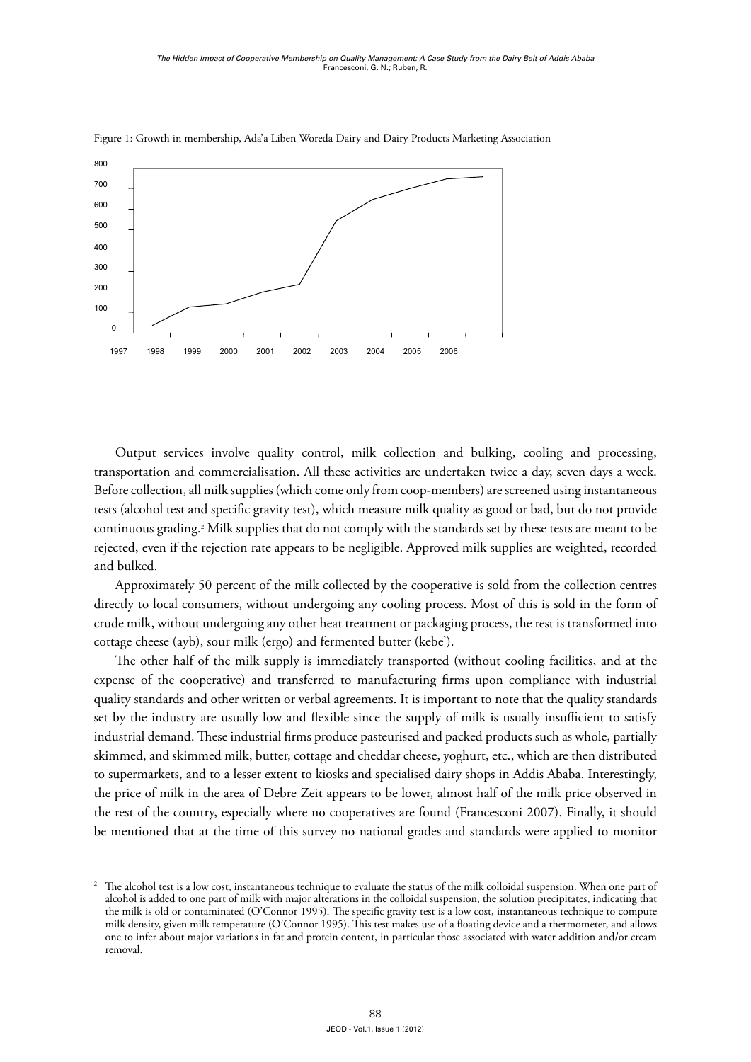Figure 1: Growth in membership, Ada'a Liben Woreda Dairy and Dairy Products Marketing Association

Output services involve quality control, milk collection and bulking, cooling and processing, transportation and commercialisation. All these activities are undertaken twice a day, seven days a week. Before collection, all milk supplies (which come only from coop-members) are screened using instantaneous tests (alcohol test and specific gravity test), which measure milk quality as good or bad, but do not provide continuous grading.[2] Milk supplies that do not comply with the standards set by these tests are meant to be rejected, even if the rejection rate appears to be negligible. Approved milk supplies are weighted, recorded and bulked.

Approximately 50 percent of the milk collected by the cooperative is sold from the collection centres directly to local consumers, without undergoing any cooling process. Most of this is sold in the form of crude milk, without undergoing any other heat treatment or packaging process, the rest is transformed into cottage cheese (ayb), sour milk (ergo) and fermented butter (kebe').

The other half of the milk supply is immediately transported (without cooling facilities, and at the expense of the cooperative) and transferred to manufacturing firms upon compliance with industrial quality standards and other written or verbal agreements. It is important to note that the quality standards set by the industry are usually low and flexible since the supply of milk is usually insufficient to satisfy industrial demand. These industrial firms produce pasteurised and packed products such as whole, partially skimmed, and skimmed milk, butter, cottage and cheddar cheese, yoghurt, etc., which are then distributed to supermarkets, and to a lesser extent to kiosks and specialised dairy shops in Addis Ababa. Interestingly, the price of milk in the area of Debre Zeit appears to be lower, almost half of the milk price observed in the rest of the country, especially where no cooperatives are found (Francesconi 2007). Finally, it should be mentioned that at the time of this survey no national grades and standards were applied to monitor

---

[2] The alcohol test is a low cost, instantaneous technique to evaluate the status of the milk colloidal suspension. When one part of alcohol is added to one part of milk with major alterations in the colloidal suspension, the solution precipitates, indicating that the milk is old or contaminated (O'Connor 1995). The specific gravity test is a low cost, instantaneous technique to compute milk density, given milk temperature (O'Connor 1995). This test makes use of a floating device and a thermometer, and allows one to infer about major variations in fat and protein content, in particular those associated with water addition and/or cream removal.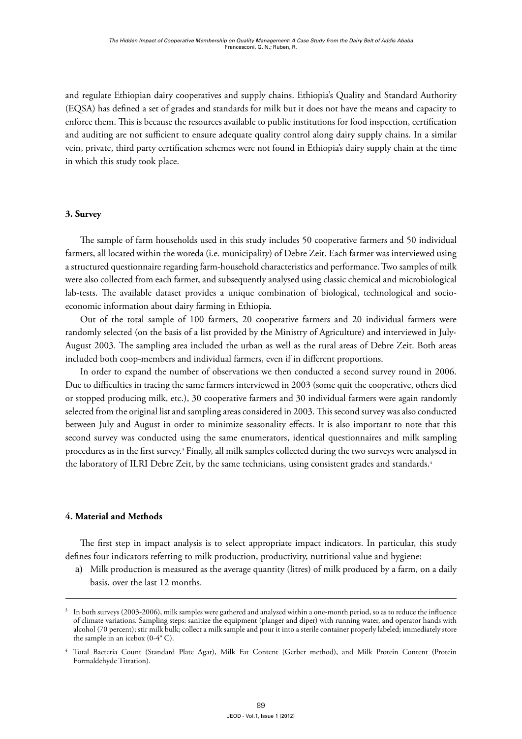and regulate Ethiopian dairy cooperatives and supply chains. Ethiopia's Quality and Standard Authority (EQSA) has defined a set of grades and standards for milk but it does not have the means and capacity to enforce them. This is because the resources available to public institutions for food inspection, certification and auditing are not sufficient to ensure adequate quality control along dairy supply chains. In a similar vein, private, third party certification schemes were not found in Ethiopia's dairy supply chain at the time in which this study took place.

### 3. Survey

The sample of farm households used in this study includes 50 cooperative farmers and 50 individual farmers, all located within the woreda (i.e. municipality) of Debre Zeit. Each farmer was interviewed using a structured questionnaire regarding farm-household characteristics and performance. Two samples of milk were also collected from each farmer, and subsequently analysed using classic chemical and microbiological lab-tests. The available dataset provides a unique combination of biological, technological and socio-economic information about dairy farming in Ethiopia.

Out of the total sample of 100 farmers, 20 cooperative farmers and 20 individual farmers were randomly selected (on the basis of a list provided by the Ministry of Agriculture) and interviewed in July-August 2003. The sampling area included the urban as well as the rural areas of Debre Zeit. Both areas included both coop-members and individual farmers, even if in different proportions.

In order to expand the number of observations we then conducted a second survey round in 2006. Due to difficulties in tracing the same farmers interviewed in 2003 (some quit the cooperative, others died or stopped producing milk, etc.), 30 cooperative farmers and 30 individual farmers were again randomly selected from the original list and sampling areas considered in 2003. This second survey was also conducted between July and August in order to minimize seasonality effects. It is also important to note that this second survey was conducted using the same enumerators, identical questionnaires and milk sampling procedures as in the first survey.[3] Finally, all milk samples collected during the two surveys were analysed in the laboratory of ILRI Debre Zeit, by the same technicians, using consistent grades and standards.[4]

### 4. Material and Methods

The first step in impact analysis is to select appropriate impact indicators. In particular, this study defines four indicators referring to milk production, productivity, nutritional value and hygiene:

a) Milk production is measured as the average quantity (litres) of milk produced by a farm, on a daily basis, over the last 12 months.

---

[3] In both surveys (2003-2006), milk samples were gathered and analysed within a one-month period, so as to reduce the influence of climate variations. Sampling steps: sanitize the equipment (planger and diper) with running water, and operator hands with alcohol (70 percent); stir milk bulk; collect a milk sample and pour it into a sterile container properly labeled; immediately store the sample in an icebox (0-4° C).

[4] Total Bacteria Count (Standard Plate Agar), Milk Fat Content (Gerber method), and Milk Protein Content (Protein Formaldehyde Titration).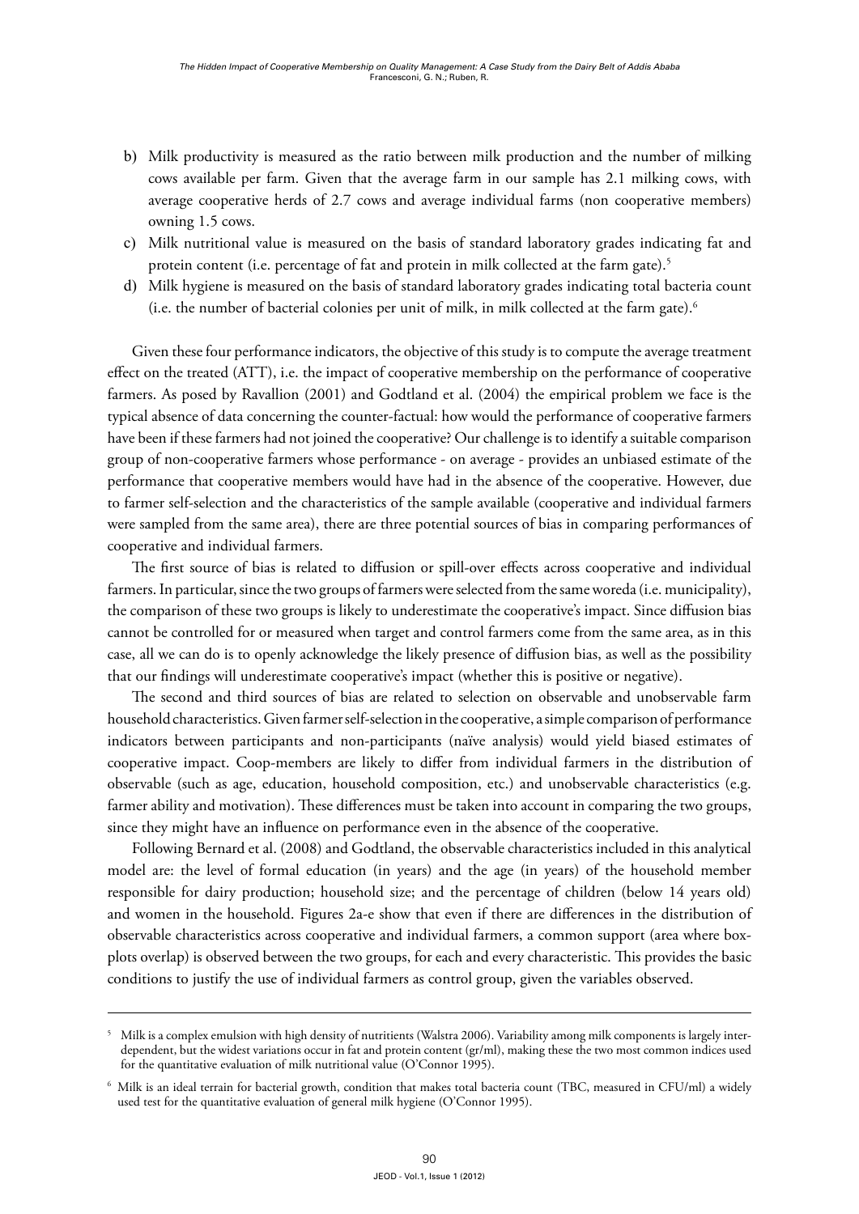b) Milk productivity is measured as the ratio between milk production and the number of milking cows available per farm. Given that the average farm in our sample has 2.1 milking cows, with average cooperative herds of 2.7 cows and average individual farms (non cooperative members) owning 1.5 cows.
c) Milk nutritional value is measured on the basis of standard laboratory grades indicating fat and protein content (i.e. percentage of fat and protein in milk collected at the farm gate).[5]
d) Milk hygiene is measured on the basis of standard laboratory grades indicating total bacteria count (i.e. the number of bacterial colonies per unit of milk, in milk collected at the farm gate).[6]

Given these four performance indicators, the objective of this study is to compute the average treatment effect on the treated (ATT), i.e. the impact of cooperative membership on the performance of cooperative farmers. As posed by Ravallion (2001) and Godtland et al. (2004) the empirical problem we face is the typical absence of data concerning the counter-factual: how would the performance of cooperative farmers have been if these farmers had not joined the cooperative? Our challenge is to identify a suitable comparison group of non-cooperative farmers whose performance - on average - provides an unbiased estimate of the performance that cooperative members would have had in the absence of the cooperative. However, due to farmer self-selection and the characteristics of the sample available (cooperative and individual farmers were sampled from the same area), there are three potential sources of bias in comparing performances of cooperative and individual farmers.

The first source of bias is related to diffusion or spill-over effects across cooperative and individual farmers. In particular, since the two groups of farmers were selected from the same woreda (i.e. municipality), the comparison of these two groups is likely to underestimate the cooperative's impact. Since diffusion bias cannot be controlled for or measured when target and control farmers come from the same area, as in this case, all we can do is to openly acknowledge the likely presence of diffusion bias, as well as the possibility that our findings will underestimate cooperative's impact (whether this is positive or negative).

The second and third sources of bias are related to selection on observable and unobservable farm household characteristics. Given farmer self-selection in the cooperative, a simple comparison of performance indicators between participants and non-participants (naïve analysis) would yield biased estimates of cooperative impact. Coop-members are likely to differ from individual farmers in the distribution of observable (such as age, education, household composition, etc.) and unobservable characteristics (e.g. farmer ability and motivation). These differences must be taken into account in comparing the two groups, since they might have an influence on performance even in the absence of the cooperative.

Following Bernard et al. (2008) and Godtland, the observable characteristics included in this analytical model are: the level of formal education (in years) and the age (in years) of the household member responsible for dairy production; household size; and the percentage of children (below 14 years old) and women in the household. Figures 2a-e show that even if there are differences in the distribution of observable characteristics across cooperative and individual farmers, a common support (area where box-plots overlap) is observed between the two groups, for each and every characteristic. This provides the basic conditions to justify the use of individual farmers as control group, given the variables observed.

---

[5] Milk is a complex emulsion with high density of nutritients (Walstra 2006). Variability among milk components is largely inter-dependent, but the widest variations occur in fat and protein content (gr/ml), making these the two most common indices used for the quantitative evaluation of milk nutritional value (O'Connor 1995).

[6] Milk is an ideal terrain for bacterial growth, condition that makes total bacteria count (TBC, measured in CFU/ml) a widely used test for the quantitative evaluation of general milk hygiene (O'Connor 1995).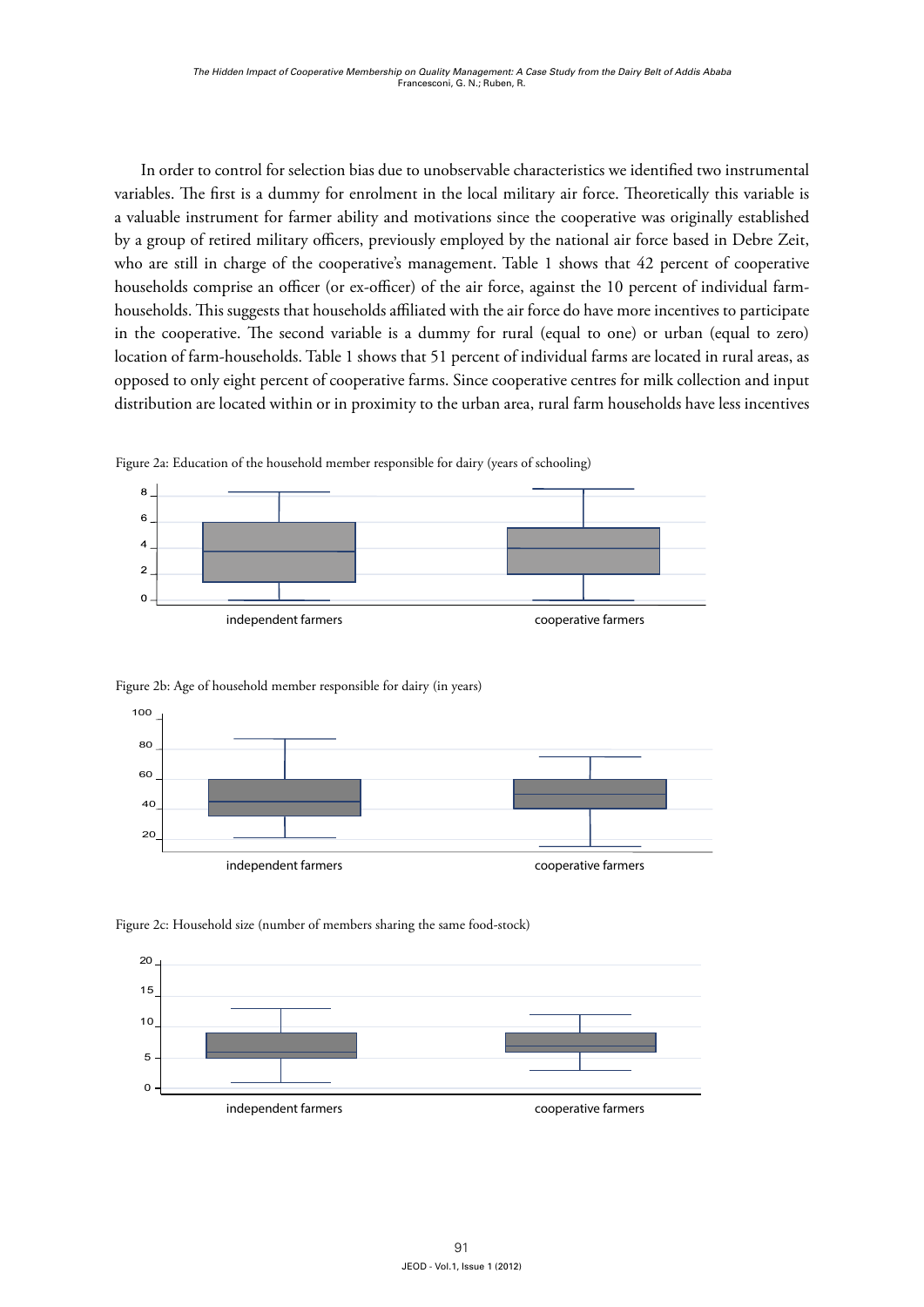In order to control for selection bias due to unobservable characteristics we identified two instrumental variables. The first is a dummy for enrolment in the local military air force. Theoretically this variable is a valuable instrument for farmer ability and motivations since the cooperative was originally established by a group of retired military officers, previously employed by the national air force based in Debre Zeit, who are still in charge of the cooperative's management. Table 1 shows that 42 percent of cooperative households comprise an officer (or ex-officer) of the air force, against the 10 percent of individual farm-households. This suggests that households affiliated with the air force do have more incentives to participate in the cooperative. The second variable is a dummy for rural (equal to one) or urban (equal to zero) location of farm-households. Table 1 shows that 51 percent of individual farms are located in rural areas, as opposed to only eight percent of cooperative farms. Since cooperative centres for milk collection and input distribution are located within or in proximity to the urban area, rural farm households have less incentives

Figure 2a: Education of the household member responsible for dairy (years of schooling)

Figure 2b: Age of household member responsible for dairy (in years)

Figure 2c: Household size (number of members sharing the same food-stock)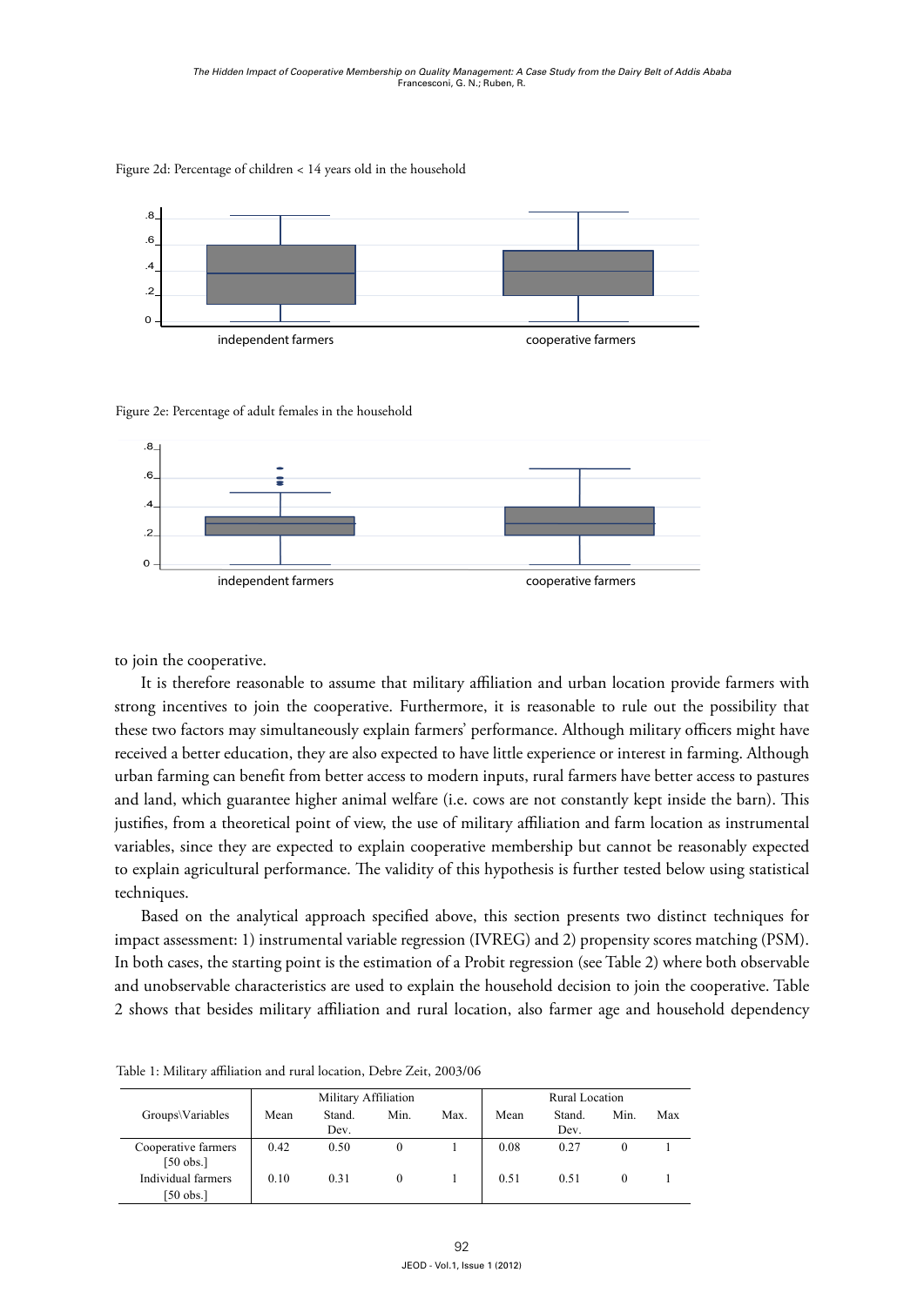Figure 2d: Percentage of children < 14 years old in the household

Figure 2e: Percentage of adult females in the household

to join the cooperative.

It is therefore reasonable to assume that military affiliation and urban location provide farmers with strong incentives to join the cooperative. Furthermore, it is reasonable to rule out the possibility that these two factors may simultaneously explain farmers' performance. Although military officers might have received a better education, they are also expected to have little experience or interest in farming. Although urban farming can benefit from better access to modern inputs, rural farmers have better access to pastures and land, which guarantee higher animal welfare (i.e. cows are not constantly kept inside the barn). This justifies, from a theoretical point of view, the use of military affiliation and farm location as instrumental variables, since they are expected to explain cooperative membership but cannot be reasonably expected to explain agricultural performance. The validity of this hypothesis is further tested below using statistical techniques.

Based on the analytical approach specified above, this section presents two distinct techniques for impact assessment: 1) instrumental variable regression (IVREG) and 2) propensity scores matching (PSM). In both cases, the starting point is the estimation of a Probit regression (see Table 2) where both observable and unobservable characteristics are used to explain the household decision to join the cooperative. Table 2 shows that besides military affiliation and rural location, also farmer age and household dependency

Table 1: Military affiliation and rural location, Debre Zeit, 2003/06

| Groups\Variables | Military Affiliation | | | | Rural Location | | | |
|---|---|---|---|---|---|---|---|---|
| | Mean | Stand. Dev. | Min. | Max. | Mean | Stand. Dev. | Min. | Max |
| Cooperative farmers [50 obs.] | 0.42 | 0.50 | 0 | 1 | 0.08 | 0.27 | 0 | 1 |
| Individual farmers [50 obs.] | 0.10 | 0.31 | 0 | 1 | 0.51 | 0.51 | 0 | 1 |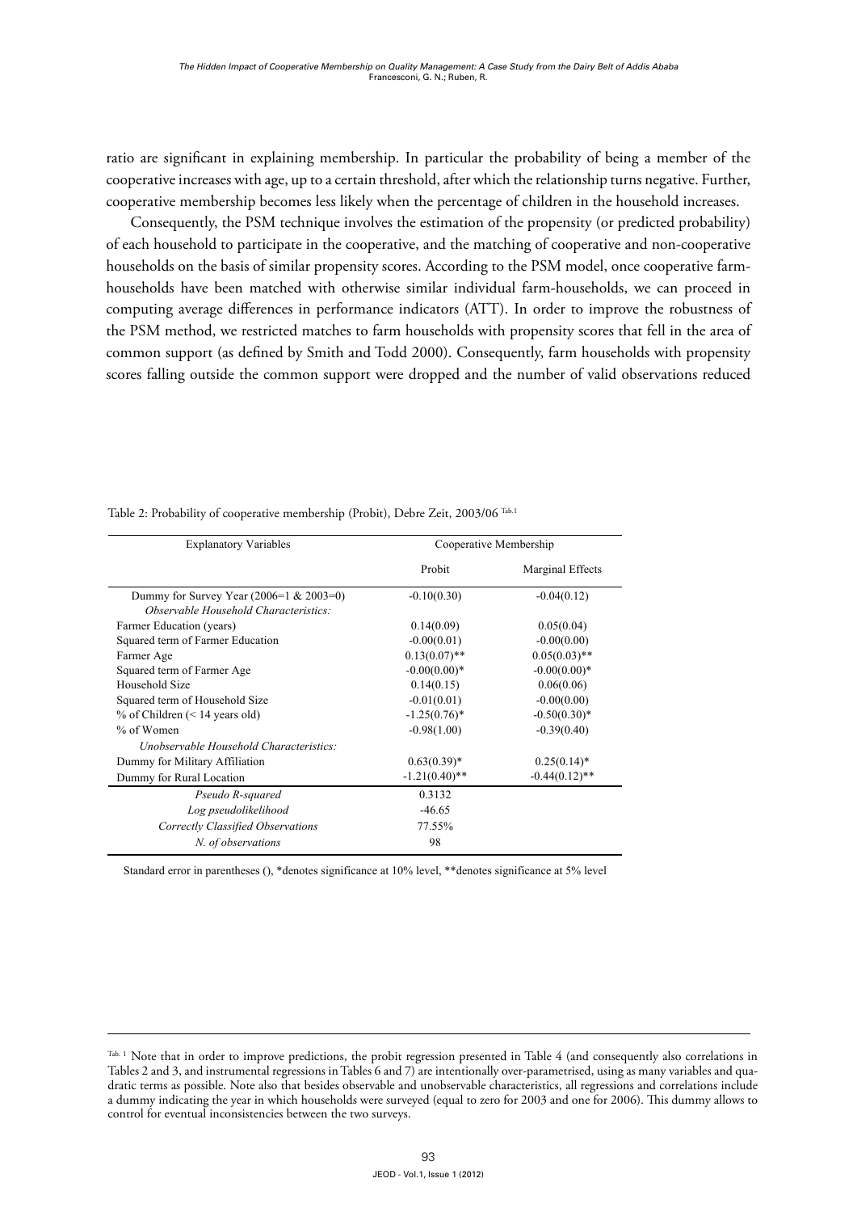ratio are significant in explaining membership. In particular the probability of being a member of the cooperative increases with age, up to a certain threshold, after which the relationship turns negative. Further, cooperative membership becomes less likely when the percentage of children in the household increases.

Consequently, the PSM technique involves the estimation of the propensity (or predicted probability) of each household to participate in the cooperative, and the matching of cooperative and non-cooperative households on the basis of similar propensity scores. According to the PSM model, once cooperative farm-households have been matched with otherwise similar individual farm-households, we can proceed in computing average differences in performance indicators (ATT). In order to improve the robustness of the PSM method, we restricted matches to farm households with propensity scores that fell in the area of common support (as defined by Smith and Todd 2000). Consequently, farm households with propensity scores falling outside the common support were dropped and the number of valid observations reduced

Table 2: Probability of cooperative membership (Probit), Debre Zeit, 2003/06 [Tab.1]

| Explanatory Variables | Cooperative Membership | |
|---|---|---|
| | Probit | Marginal Effects |
| Dummy for Survey Year (2006=1 & 2003=0) | -0.10(0.30) | -0.04(0.12) |
| *Observable Household Characteristics:* | | |
| Farmer Education (years) | 0.14(0.09) | 0.05(0.04) |
| Squared term of Farmer Education | -0.00(0.01) | -0.00(0.00) |
| Farmer Age | 0.13(0.07)** | 0.05(0.03)** |
| Squared term of Farmer Age | -0.00(0.00)* | -0.00(0.00)* |
| Household Size | 0.14(0.15) | 0.06(0.06) |
| Squared term of Household Size | -0.01(0.01) | -0.00(0.00) |
| % of Children (< 14 years old) | -1.25(0.76)* | -0.50(0.30)* |
| % of Women | -0.98(1.00) | -0.39(0.40) |
| *Unobservable Household Characteristics:* | | |
| Dummy for Military Affiliation | 0.63(0.39)* | 0.25(0.14)* |
| Dummy for Rural Location | -1.21(0.40)** | -0.44(0.12)** |
| *Pseudo R-squared* | 0.3132 | |
| *Log pseudolikelihood* | -46.65 | |
| *Correctly Classified Observations* | 77.55% | |
| *N. of observations* | 98 | |

Standard error in parentheses (), *denotes significance at 10% level, **denotes significance at 5% level

[Tab. 1] Note that in order to improve predictions, the probit regression presented in Table 4 (and consequently also correlations in Tables 2 and 3, and instrumental regressions in Tables 6 and 7) are intentionally over-parametrised, using as many variables and quadratic terms as possible. Note also that besides observable and unobservable characteristics, all regressions and correlations include a dummy indicating the year in which households were surveyed (equal to zero for 2003 and one for 2006). This dummy allows to control for eventual inconsistencies between the two surveys.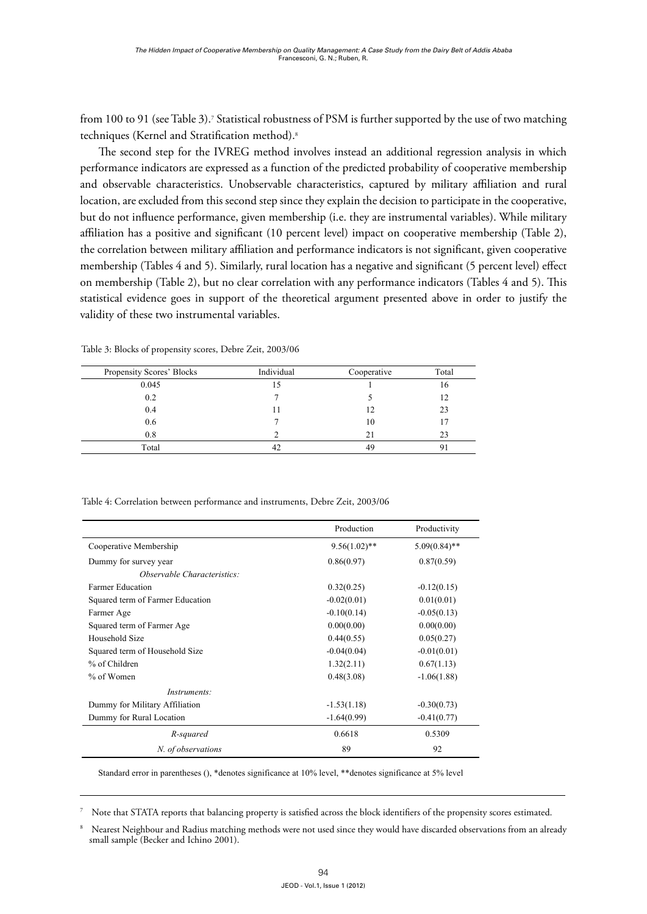from 100 to 91 (see Table 3).[7] Statistical robustness of PSM is further supported by the use of two matching techniques (Kernel and Stratification method).[8]

The second step for the IVREG method involves instead an additional regression analysis in which performance indicators are expressed as a function of the predicted probability of cooperative membership and observable characteristics. Unobservable characteristics, captured by military affiliation and rural location, are excluded from this second step since they explain the decision to participate in the cooperative, but do not influence performance, given membership (i.e. they are instrumental variables). While military affiliation has a positive and significant (10 percent level) impact on cooperative membership (Table 2), the correlation between military affiliation and performance indicators is not significant, given cooperative membership (Tables 4 and 5). Similarly, rural location has a negative and significant (5 percent level) effect on membership (Table 2), but no clear correlation with any performance indicators (Tables 4 and 5). This statistical evidence goes in support of the theoretical argument presented above in order to justify the validity of these two instrumental variables.

Table 3: Blocks of propensity scores, Debre Zeit, 2003/06

| Propensity Scores' Blocks | Individual | Cooperative | Total |
|---|---|---|---|
| 0.045 | 15 | 1 | 16 |
| 0.2 | 7 | 5 | 12 |
| 0.4 | 11 | 12 | 23 |
| 0.6 | 7 | 10 | 17 |
| 0.8 | 2 | 21 | 23 |
| Total | 42 | 49 | 91 |

Table 4: Correlation between performance and instruments, Debre Zeit, 2003/06

| | Production | Productivity |
|---|---|---|
| Cooperative Membership | 9.56(1.02)** | 5.09(0.84)** |
| Dummy for survey year | 0.86(0.97) | 0.87(0.59) |
| *Observable Characteristics:* | | |
| Farmer Education | 0.32(0.25) | -0.12(0.15) |
| Squared term of Farmer Education | -0.02(0.01) | 0.01(0.01) |
| Farmer Age | -0.10(0.14) | -0.05(0.13) |
| Squared term of Farmer Age | 0.00(0.00) | 0.00(0.00) |
| Household Size | 0.44(0.55) | 0.05(0.27) |
| Squared term of Household Size | -0.04(0.04) | -0.01(0.01) |
| % of Children | 1.32(2.11) | 0.67(1.13) |
| % of Women | 0.48(3.08) | -1.06(1.88) |
| *Instruments:* | | |
| Dummy for Military Affiliation | -1.53(1.18) | -0.30(0.73) |
| Dummy for Rural Location | -1.64(0.99) | -0.41(0.77) |
| *R-squared* | 0.6618 | 0.5309 |
| *N. of observations* | 89 | 92 |

Standard error in parentheses (), *denotes significance at 10% level, **denotes significance at 5% level

[7] Note that STATA reports that balancing property is satisfied across the block identifiers of the propensity scores estimated.

[8] Nearest Neighbour and Radius matching methods were not used since they would have discarded observations from an already small sample (Becker and Ichino 2001).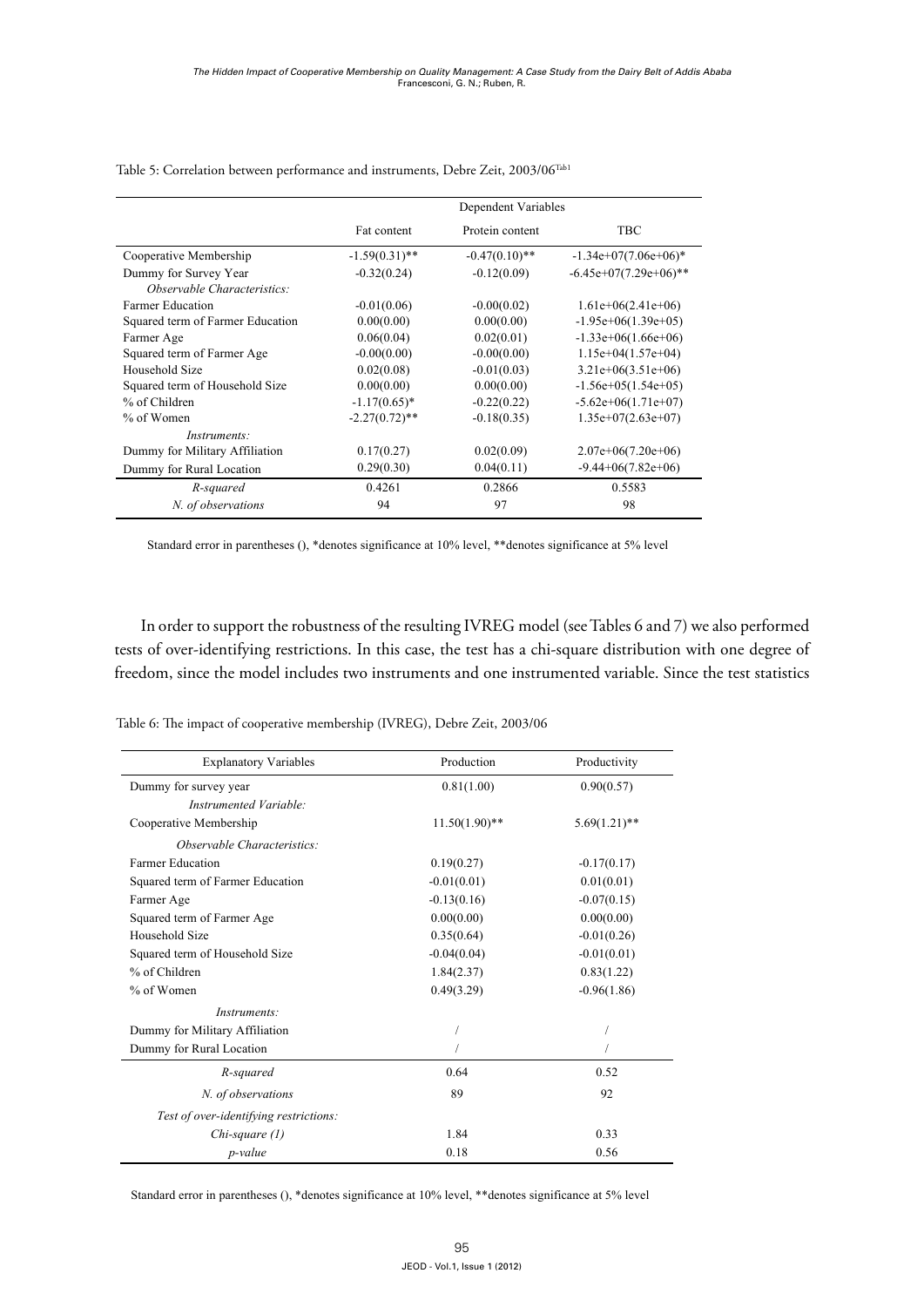Table 5: Correlation between performance and instruments, Debre Zeit, 2003/06[Tab1]

| | Dependent Variables | | |
|---|---|---|---|
| | Fat content | Protein content | TBC |
| Cooperative Membership | -1.59(0.31)** | -0.47(0.10)** | -1.34e+07(7.06e+06)* |
| Dummy for Survey Year | -0.32(0.24) | -0.12(0.09) | -6.45e+07(7.29e+06)** |
| *Observable Characteristics:* | | | |
| Farmer Education | -0.01(0.06) | -0.00(0.02) | 1.61e+06(2.41e+06) |
| Squared term of Farmer Education | 0.00(0.00) | 0.00(0.00) | -1.95e+06(1.39e+05) |
| Farmer Age | 0.06(0.04) | 0.02(0.01) | -1.33e+06(1.66e+06) |
| Squared term of Farmer Age | -0.00(0.00) | -0.00(0.00) | 1.15e+04(1.57e+04) |
| Household Size | 0.02(0.08) | -0.01(0.03) | 3.21e+06(3.51e+06) |
| Squared term of Household Size | 0.00(0.00) | 0.00(0.00) | -1.56e+05(1.54e+05) |
| % of Children | -1.17(0.65)* | -0.22(0.22) | -5.62e+06(1.71e+07) |
| % of Women | -2.27(0.72)** | -0.18(0.35) | 1.35e+07(2.63e+07) |
| *Instruments:* | | | |
| Dummy for Military Affiliation | 0.17(0.27) | 0.02(0.09) | 2.07e+06(7.20e+06) |
| Dummy for Rural Location | 0.29(0.30) | 0.04(0.11) | -9.44+06(7.82e+06) |
| *R-squared* | 0.4261 | 0.2866 | 0.5583 |
| *N. of observations* | 94 | 97 | 98 |

Standard error in parentheses (), *denotes significance at 10% level, **denotes significance at 5% level

In order to support the robustness of the resulting IVREG model (see Tables 6 and 7) we also performed tests of over-identifying restrictions. In this case, the test has a chi-square distribution with one degree of freedom, since the model includes two instruments and one instrumented variable. Since the test statistics

Table 6: The impact of cooperative membership (IVREG), Debre Zeit, 2003/06

| Explanatory Variables | Production | Productivity |
|---|---|---|
| Dummy for survey year | 0.81(1.00) | 0.90(0.57) |
| *Instrumented Variable:* | | |
| Cooperative Membership | 11.50(1.90)** | 5.69(1.21)** |
| *Observable Characteristics:* | | |
| Farmer Education | 0.19(0.27) | -0.17(0.17) |
| Squared term of Farmer Education | -0.01(0.01) | 0.01(0.01) |
| Farmer Age | -0.13(0.16) | -0.07(0.15) |
| Squared term of Farmer Age | 0.00(0.00) | 0.00(0.00) |
| Household Size | 0.35(0.64) | -0.01(0.26) |
| Squared term of Household Size | -0.04(0.04) | -0.01(0.01) |
| % of Children | 1.84(2.37) | 0.83(1.22) |
| % of Women | 0.49(3.29) | -0.96(1.86) |
| *Instruments:* | | |
| Dummy for Military Affiliation | / | / |
| Dummy for Rural Location | / | / |
| *R-squared* | 0.64 | 0.52 |
| *N. of observations* | 89 | 92 |
| *Test of over-identifying restrictions:* | | |
| *Chi-square (1)* | 1.84 | 0.33 |
| *p-value* | 0.18 | 0.56 |

Standard error in parentheses (), *denotes significance at 10% level, **denotes significance at 5% level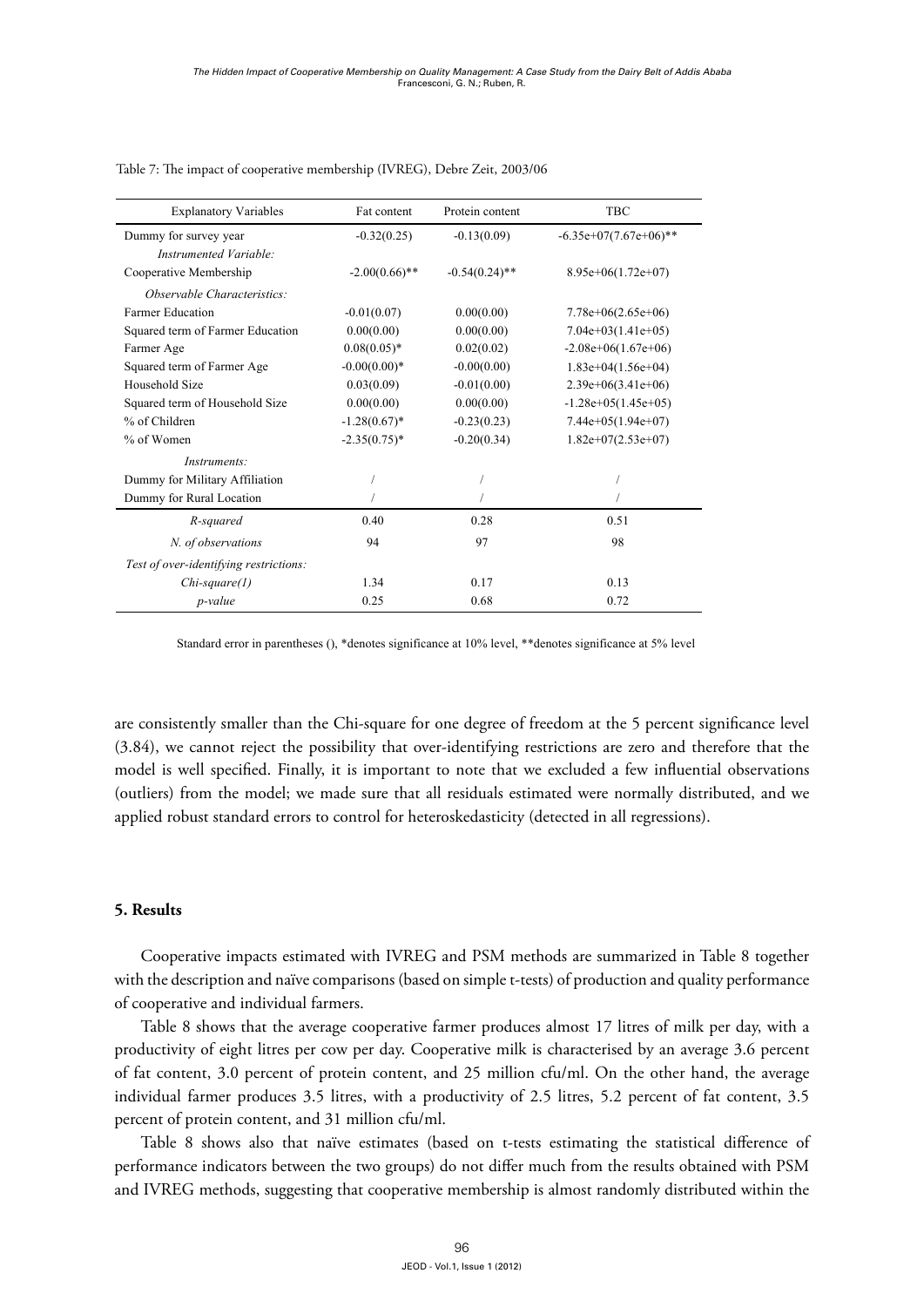Table 7: The impact of cooperative membership (IVREG), Debre Zeit, 2003/06

| Explanatory Variables | Fat content | Protein content | TBC |
|---|---|---|---|
| Dummy for survey year | -0.32(0.25) | -0.13(0.09) | -6.35e+07(7.67e+06)** |
| *Instrumented Variable:* | | | |
| Cooperative Membership | -2.00(0.66)** | -0.54(0.24)** | 8.95e+06(1.72e+07) |
| *Observable Characteristics:* | | | |
| Farmer Education | -0.01(0.07) | 0.00(0.00) | 7.78e+06(2.65e+06) |
| Squared term of Farmer Education | 0.00(0.00) | 0.00(0.00) | 7.04e+03(1.41e+05) |
| Farmer Age | 0.08(0.05)* | 0.02(0.02) | -2.08e+06(1.67e+06) |
| Squared term of Farmer Age | -0.00(0.00)* | -0.00(0.00) | 1.83e+04(1.56e+04) |
| Household Size | 0.03(0.09) | -0.01(0.00) | 2.39e+06(3.41e+06) |
| Squared term of Household Size | 0.00(0.00) | 0.00(0.00) | -1.28e+05(1.45e+05) |
| % of Children | -1.28(0.67)* | -0.23(0.23) | 7.44e+05(1.94e+07) |
| % of Women | -2.35(0.75)* | -0.20(0.34) | 1.82e+07(2.53e+07) |
| *Instruments:* | | | |
| Dummy for Military Affiliation | / | / | / |
| Dummy for Rural Location | / | / | / |
| *R-squared* | 0.40 | 0.28 | 0.51 |
| *N. of observations* | 94 | 97 | 98 |
| *Test of over-identifying restrictions:* | | | |
| *Chi-square(1)* | 1.34 | 0.17 | 0.13 |
| *p-value* | 0.25 | 0.68 | 0.72 |

Standard error in parentheses (), *denotes significance at 10% level, **denotes significance at 5% level

are consistently smaller than the Chi-square for one degree of freedom at the 5 percent significance level (3.84), we cannot reject the possibility that over-identifying restrictions are zero and therefore that the model is well specified. Finally, it is important to note that we excluded a few influential observations (outliers) from the model; we made sure that all residuals estimated were normally distributed, and we applied robust standard errors to control for heteroskedasticity (detected in all regressions).

## 5. Results

Cooperative impacts estimated with IVREG and PSM methods are summarized in Table 8 together with the description and naïve comparisons (based on simple t-tests) of production and quality performance of cooperative and individual farmers.

Table 8 shows that the average cooperative farmer produces almost 17 litres of milk per day, with a productivity of eight litres per cow per day. Cooperative milk is characterised by an average 3.6 percent of fat content, 3.0 percent of protein content, and 25 million cfu/ml. On the other hand, the average individual farmer produces 3.5 litres, with a productivity of 2.5 litres, 5.2 percent of fat content, 3.5 percent of protein content, and 31 million cfu/ml.

Table 8 shows also that naïve estimates (based on t-tests estimating the statistical difference of performance indicators between the two groups) do not differ much from the results obtained with PSM and IVREG methods, suggesting that cooperative membership is almost randomly distributed within the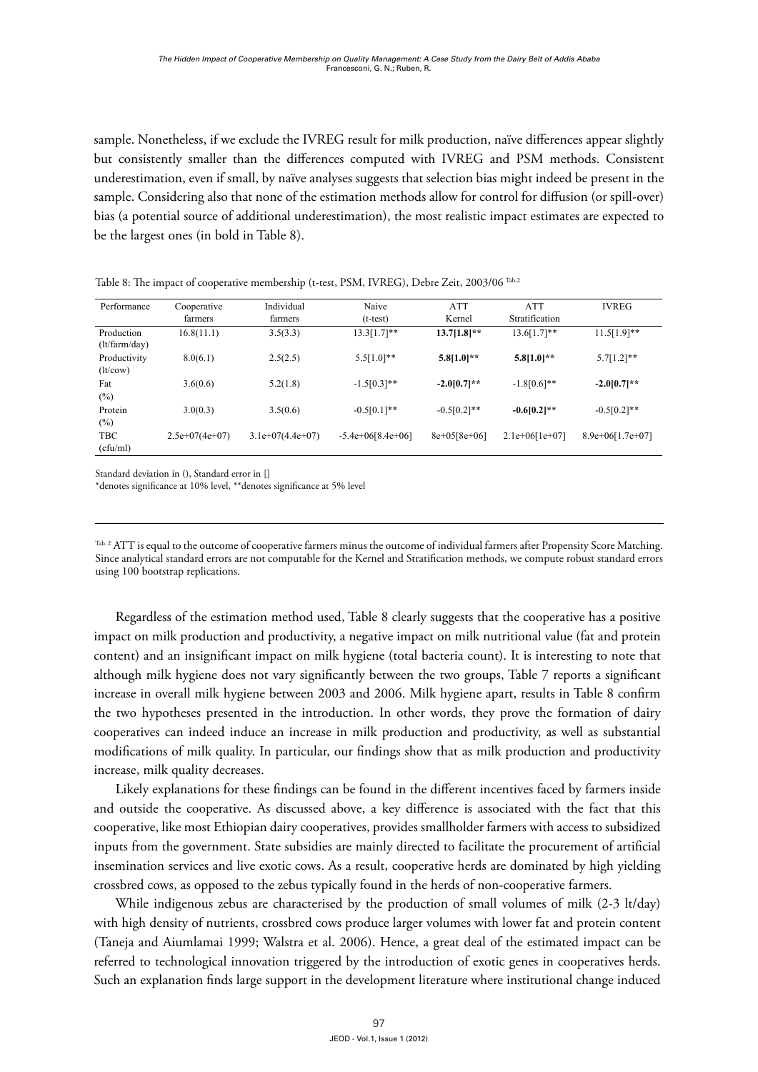sample. Nonetheless, if we exclude the IVREG result for milk production, naïve differences appear slightly but consistently smaller than the differences computed with IVREG and PSM methods. Consistent underestimation, even if small, by naïve analyses suggests that selection bias might indeed be present in the sample. Considering also that none of the estimation methods allow for control for diffusion (or spill-over) bias (a potential source of additional underestimation), the most realistic impact estimates are expected to be the largest ones (in bold in Table 8).

Table 8: The impact of cooperative membership (t-test, PSM, IVREG), Debre Zeit, 2003/06 [Tab.2]

| Performance | Cooperative farmers | Individual farmers | Naive (t-test) | ATT Kernel | ATT Stratification | IVREG |
|---|---|---|---|---|---|---|
| Production (lt/farm/day) | 16.8(11.1) | 3.5(3.3) | 13.3[1.7]** | **13.7[1.8]**** | 13.6[1.7]** | 11.5[1.9]** |
| Productivity (lt/cow) | 8.0(6.1) | 2.5(2.5) | 5.5[1.0]** | **5.8[1.0]**** | **5.8[1.0]**** | 5.7[1.2]** |
| Fat (%) | 3.6(0.6) | 5.2(1.8) | -1.5[0.3]** | **-2.0[0.7]**** | -1.8[0.6]** | **-2.0[0.7]**** |
| Protein (%) | 3.0(0.3) | 3.5(0.6) | -0.5[0.1]** | -0.5[0.2]** | **-0.6[0.2]**** | -0.5[0.2]** |
| TBC (cfu/ml) | 2.5e+07(4e+07) | 3.1e+07(4.4e+07) | -5.4e+06[8.4e+06] | 8e+05[8e+06] | 2.1e+06[1e+07] | 8.9e+06[1.7e+07] |

Standard deviation in (), Standard error in []

*denotes significance at 10% level, **denotes significance at 5% level

---

[Tab. 2] ATT is equal to the outcome of cooperative farmers minus the outcome of individual farmers after Propensity Score Matching. Since analytical standard errors are not computable for the Kernel and Stratification methods, we compute robust standard errors using 100 bootstrap replications.

Regardless of the estimation method used, Table 8 clearly suggests that the cooperative has a positive impact on milk production and productivity, a negative impact on milk nutritional value (fat and protein content) and an insignificant impact on milk hygiene (total bacteria count). It is interesting to note that although milk hygiene does not vary significantly between the two groups, Table 7 reports a significant increase in overall milk hygiene between 2003 and 2006. Milk hygiene apart, results in Table 8 confirm the two hypotheses presented in the introduction. In other words, they prove the formation of dairy cooperatives can indeed induce an increase in milk production and productivity, as well as substantial modifications of milk quality. In particular, our findings show that as milk production and productivity increase, milk quality decreases.

Likely explanations for these findings can be found in the different incentives faced by farmers inside and outside the cooperative. As discussed above, a key difference is associated with the fact that this cooperative, like most Ethiopian dairy cooperatives, provides smallholder farmers with access to subsidized inputs from the government. State subsidies are mainly directed to facilitate the procurement of artificial insemination services and live exotic cows. As a result, cooperative herds are dominated by high yielding crossbred cows, as opposed to the zebus typically found in the herds of non-cooperative farmers.

While indigenous zebus are characterised by the production of small volumes of milk (2-3 lt/day) with high density of nutrients, crossbred cows produce larger volumes with lower fat and protein content (Taneja and Aiumlamai 1999; Walstra et al. 2006). Hence, a great deal of the estimated impact can be referred to technological innovation triggered by the introduction of exotic genes in cooperatives herds. Such an explanation finds large support in the development literature where institutional change induced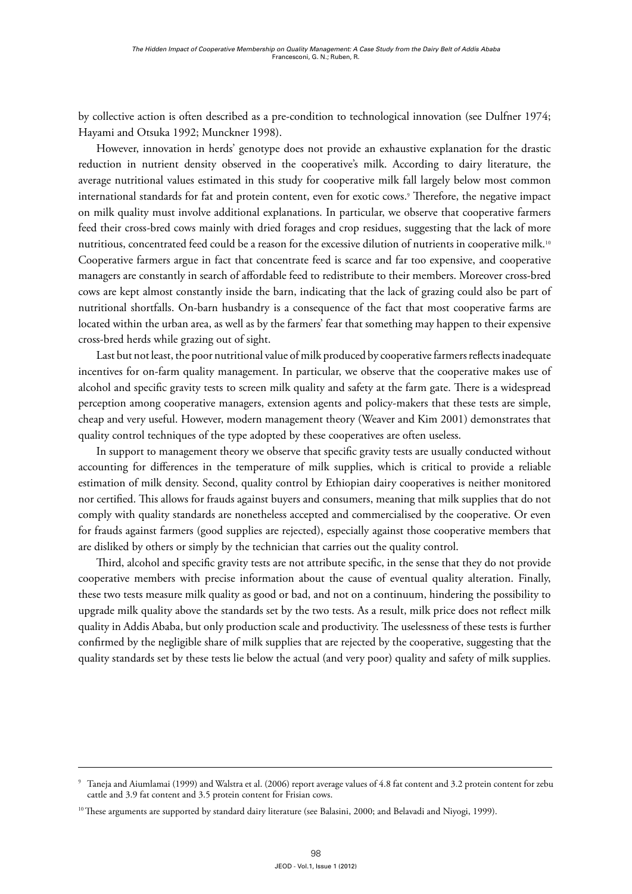by collective action is often described as a pre-condition to technological innovation (see Dulfner 1974; Hayami and Otsuka 1992; Munckner 1998).

However, innovation in herds' genotype does not provide an exhaustive explanation for the drastic reduction in nutrient density observed in the cooperative's milk. According to dairy literature, the average nutritional values estimated in this study for cooperative milk fall largely below most common international standards for fat and protein content, even for exotic cows.[9] Therefore, the negative impact on milk quality must involve additional explanations. In particular, we observe that cooperative farmers feed their cross-bred cows mainly with dried forages and crop residues, suggesting that the lack of more nutritious, concentrated feed could be a reason for the excessive dilution of nutrients in cooperative milk.[10] Cooperative farmers argue in fact that concentrate feed is scarce and far too expensive, and cooperative managers are constantly in search of affordable feed to redistribute to their members. Moreover cross-bred cows are kept almost constantly inside the barn, indicating that the lack of grazing could also be part of nutritional shortfalls. On-barn husbandry is a consequence of the fact that most cooperative farms are located within the urban area, as well as by the farmers' fear that something may happen to their expensive cross-bred herds while grazing out of sight.

Last but not least, the poor nutritional value of milk produced by cooperative farmers reflects inadequate incentives for on-farm quality management. In particular, we observe that the cooperative makes use of alcohol and specific gravity tests to screen milk quality and safety at the farm gate. There is a widespread perception among cooperative managers, extension agents and policy-makers that these tests are simple, cheap and very useful. However, modern management theory (Weaver and Kim 2001) demonstrates that quality control techniques of the type adopted by these cooperatives are often useless.

In support to management theory we observe that specific gravity tests are usually conducted without accounting for differences in the temperature of milk supplies, which is critical to provide a reliable estimation of milk density. Second, quality control by Ethiopian dairy cooperatives is neither monitored nor certified. This allows for frauds against buyers and consumers, meaning that milk supplies that do not comply with quality standards are nonetheless accepted and commercialised by the cooperative. Or even for frauds against farmers (good supplies are rejected), especially against those cooperative members that are disliked by others or simply by the technician that carries out the quality control.

Third, alcohol and specific gravity tests are not attribute specific, in the sense that they do not provide cooperative members with precise information about the cause of eventual quality alteration. Finally, these two tests measure milk quality as good or bad, and not on a continuum, hindering the possibility to upgrade milk quality above the standards set by the two tests. As a result, milk price does not reflect milk quality in Addis Ababa, but only production scale and productivity. The uselessness of these tests is further confirmed by the negligible share of milk supplies that are rejected by the cooperative, suggesting that the quality standards set by these tests lie below the actual (and very poor) quality and safety of milk supplies.

---

[9] Taneja and Aiumlamai (1999) and Walstra et al. (2006) report average values of 4.8 fat content and 3.2 protein content for zebu cattle and 3.9 fat content and 3.5 protein content for Frisian cows.

[10] These arguments are supported by standard dairy literature (see Balasini, 2000; and Belavadi and Niyogi, 1999).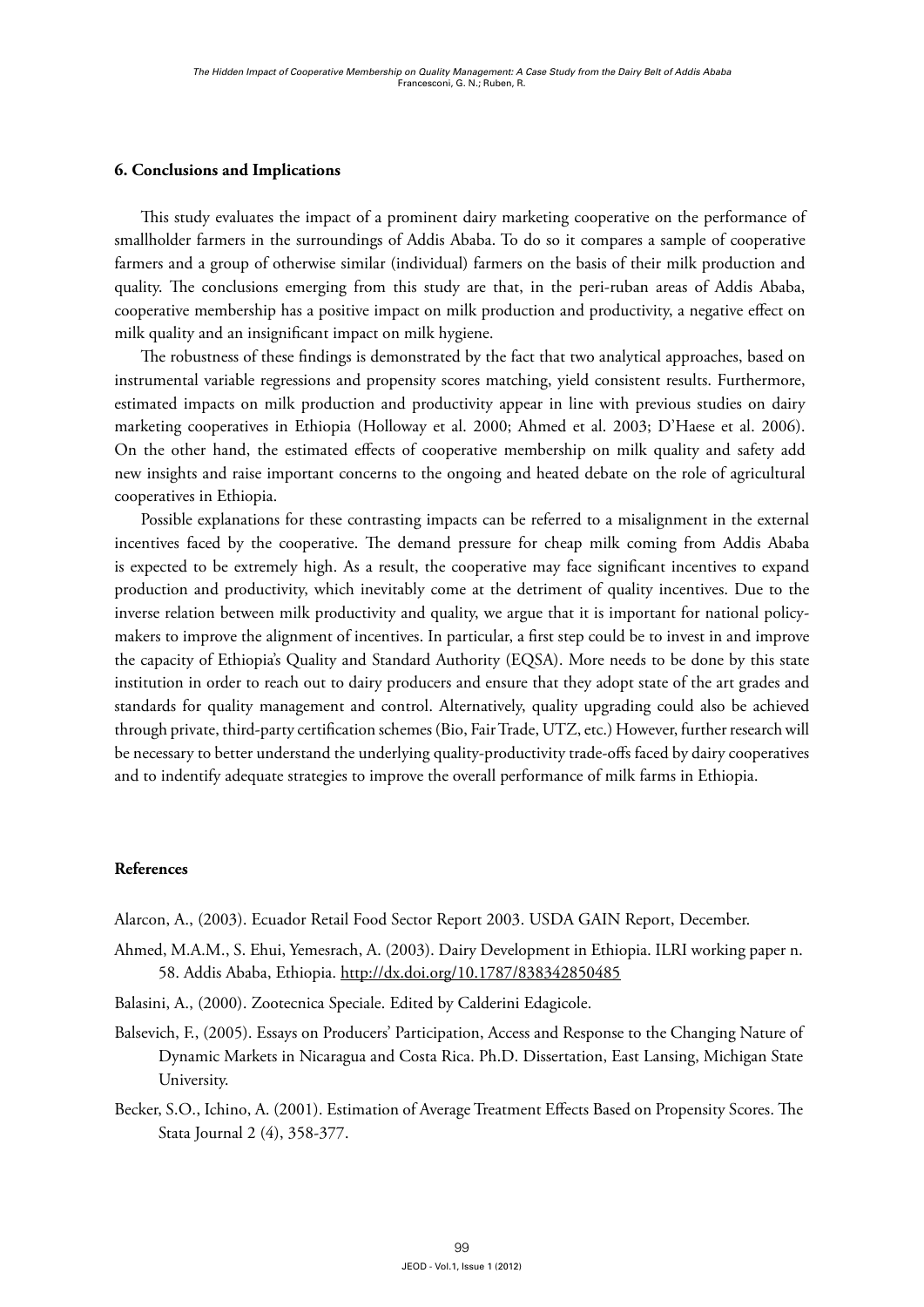## 6. Conclusions and Implications

This study evaluates the impact of a prominent dairy marketing cooperative on the performance of smallholder farmers in the surroundings of Addis Ababa. To do so it compares a sample of cooperative farmers and a group of otherwise similar (individual) farmers on the basis of their milk production and quality. The conclusions emerging from this study are that, in the peri-ruban areas of Addis Ababa, cooperative membership has a positive impact on milk production and productivity, a negative effect on milk quality and an insignificant impact on milk hygiene.

The robustness of these findings is demonstrated by the fact that two analytical approaches, based on instrumental variable regressions and propensity scores matching, yield consistent results. Furthermore, estimated impacts on milk production and productivity appear in line with previous studies on dairy marketing cooperatives in Ethiopia (Holloway et al. 2000; Ahmed et al. 2003; D'Haese et al. 2006). On the other hand, the estimated effects of cooperative membership on milk quality and safety add new insights and raise important concerns to the ongoing and heated debate on the role of agricultural cooperatives in Ethiopia.

Possible explanations for these contrasting impacts can be referred to a misalignment in the external incentives faced by the cooperative. The demand pressure for cheap milk coming from Addis Ababa is expected to be extremely high. As a result, the cooperative may face significant incentives to expand production and productivity, which inevitably come at the detriment of quality incentives. Due to the inverse relation between milk productivity and quality, we argue that it is important for national policy-makers to improve the alignment of incentives. In particular, a first step could be to invest in and improve the capacity of Ethiopia's Quality and Standard Authority (EQSA). More needs to be done by this state institution in order to reach out to dairy producers and ensure that they adopt state of the art grades and standards for quality management and control. Alternatively, quality upgrading could also be achieved through private, third-party certification schemes (Bio, Fair Trade, UTZ, etc.) However, further research will be necessary to better understand the underlying quality-productivity trade-offs faced by dairy cooperatives and to indentify adequate strategies to improve the overall performance of milk farms in Ethiopia.

## References

Alarcon, A., (2003). Ecuador Retail Food Sector Report 2003. USDA GAIN Report, December.

Ahmed, M.A.M., S. Ehui, Yemesrach, A. (2003). Dairy Development in Ethiopia. ILRI working paper n. 58. Addis Ababa, Ethiopia. http://dx.doi.org/10.1787/838342850485

Balasini, A., (2000). Zootecnica Speciale. Edited by Calderini Edagicole.

Balsevich, F., (2005). Essays on Producers' Participation, Access and Response to the Changing Nature of Dynamic Markets in Nicaragua and Costa Rica. Ph.D. Dissertation, East Lansing, Michigan State University.

Becker, S.O., Ichino, A. (2001). Estimation of Average Treatment Effects Based on Propensity Scores. The Stata Journal 2 (4), 358-377.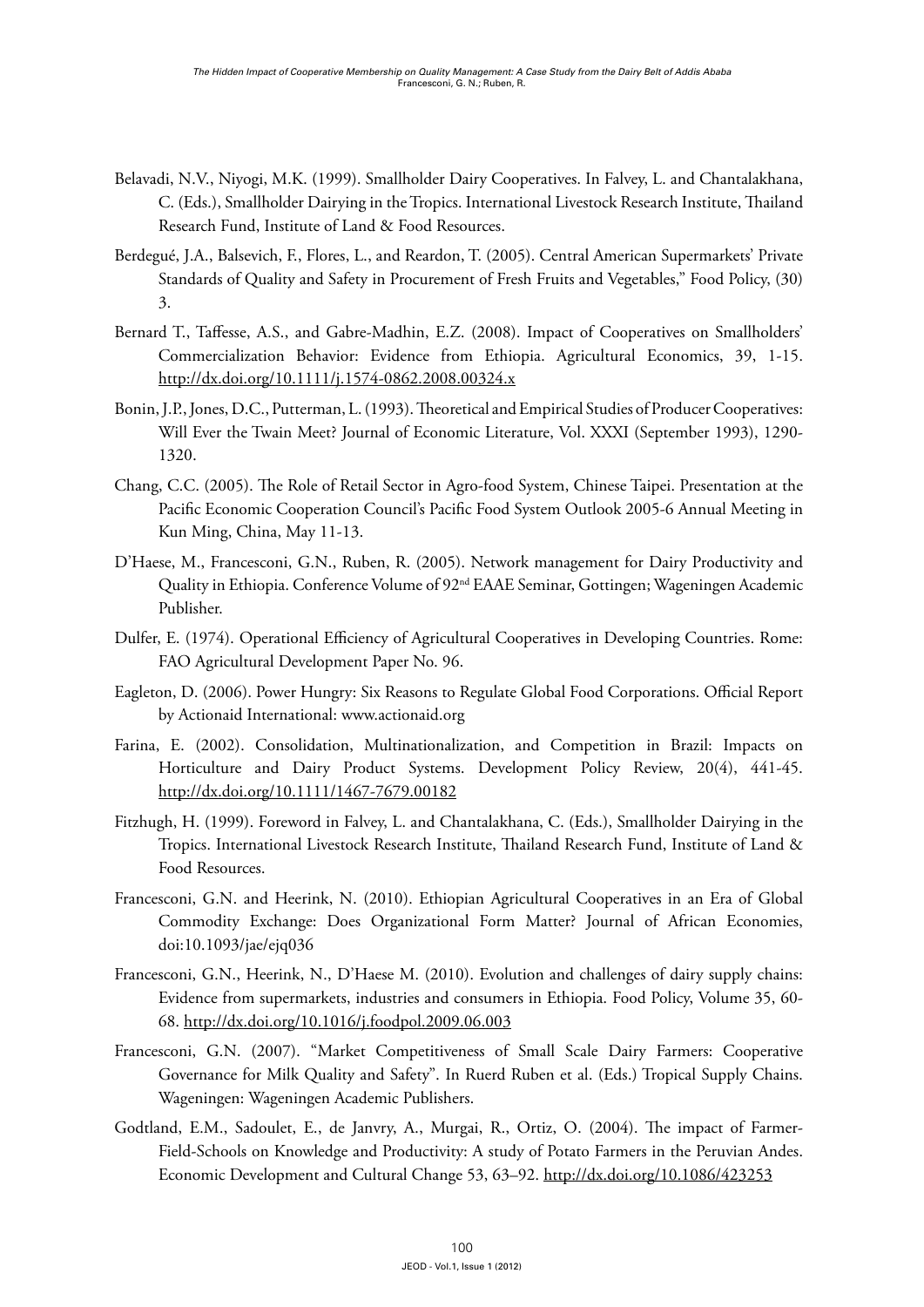Belavadi, N.V., Niyogi, M.K. (1999). Smallholder Dairy Cooperatives. In Falvey, L. and Chantalakhana, C. (Eds.), Smallholder Dairying in the Tropics. International Livestock Research Institute, Thailand Research Fund, Institute of Land & Food Resources.

Berdegué, J.A., Balsevich, F., Flores, L., and Reardon, T. (2005). Central American Supermarkets' Private Standards of Quality and Safety in Procurement of Fresh Fruits and Vegetables," Food Policy, (30) 3.

Bernard T., Taffesse, A.S., and Gabre-Madhin, E.Z. (2008). Impact of Cooperatives on Smallholders' Commercialization Behavior: Evidence from Ethiopia. Agricultural Economics, 39, 1-15. http://dx.doi.org/10.1111/j.1574-0862.2008.00324.x

Bonin, J.P., Jones, D.C., Putterman, L. (1993). Theoretical and Empirical Studies of Producer Cooperatives: Will Ever the Twain Meet? Journal of Economic Literature, Vol. XXXI (September 1993), 1290-1320.

Chang, C.C. (2005). The Role of Retail Sector in Agro-food System, Chinese Taipei. Presentation at the Pacific Economic Cooperation Council's Pacific Food System Outlook 2005-6 Annual Meeting in Kun Ming, China, May 11-13.

D'Haese, M., Francesconi, G.N., Ruben, R. (2005). Network management for Dairy Productivity and Quality in Ethiopia. Conference Volume of 92nd EAAE Seminar, Gottingen; Wageningen Academic Publisher.

Dulfer, E. (1974). Operational Efficiency of Agricultural Cooperatives in Developing Countries. Rome: FAO Agricultural Development Paper No. 96.

Eagleton, D. (2006). Power Hungry: Six Reasons to Regulate Global Food Corporations. Official Report by Actionaid International: www.actionaid.org

Farina, E. (2002). Consolidation, Multinationalization, and Competition in Brazil: Impacts on Horticulture and Dairy Product Systems. Development Policy Review, 20(4), 441-45. http://dx.doi.org/10.1111/1467-7679.00182

Fitzhugh, H. (1999). Foreword in Falvey, L. and Chantalakhana, C. (Eds.), Smallholder Dairying in the Tropics. International Livestock Research Institute, Thailand Research Fund, Institute of Land & Food Resources.

Francesconi, G.N. and Heerink, N. (2010). Ethiopian Agricultural Cooperatives in an Era of Global Commodity Exchange: Does Organizational Form Matter? Journal of African Economies, doi:10.1093/jae/ejq036

Francesconi, G.N., Heerink, N., D'Haese M. (2010). Evolution and challenges of dairy supply chains: Evidence from supermarkets, industries and consumers in Ethiopia. Food Policy, Volume 35, 60-68. http://dx.doi.org/10.1016/j.foodpol.2009.06.003

Francesconi, G.N. (2007). "Market Competitiveness of Small Scale Dairy Farmers: Cooperative Governance for Milk Quality and Safety". In Ruerd Ruben et al. (Eds.) Tropical Supply Chains. Wageningen: Wageningen Academic Publishers.

Godtland, E.M., Sadoulet, E., de Janvry, A., Murgai, R., Ortiz, O. (2004). The impact of Farmer-Field-Schools on Knowledge and Productivity: A study of Potato Farmers in the Peruvian Andes. Economic Development and Cultural Change 53, 63–92. http://dx.doi.org/10.1086/423253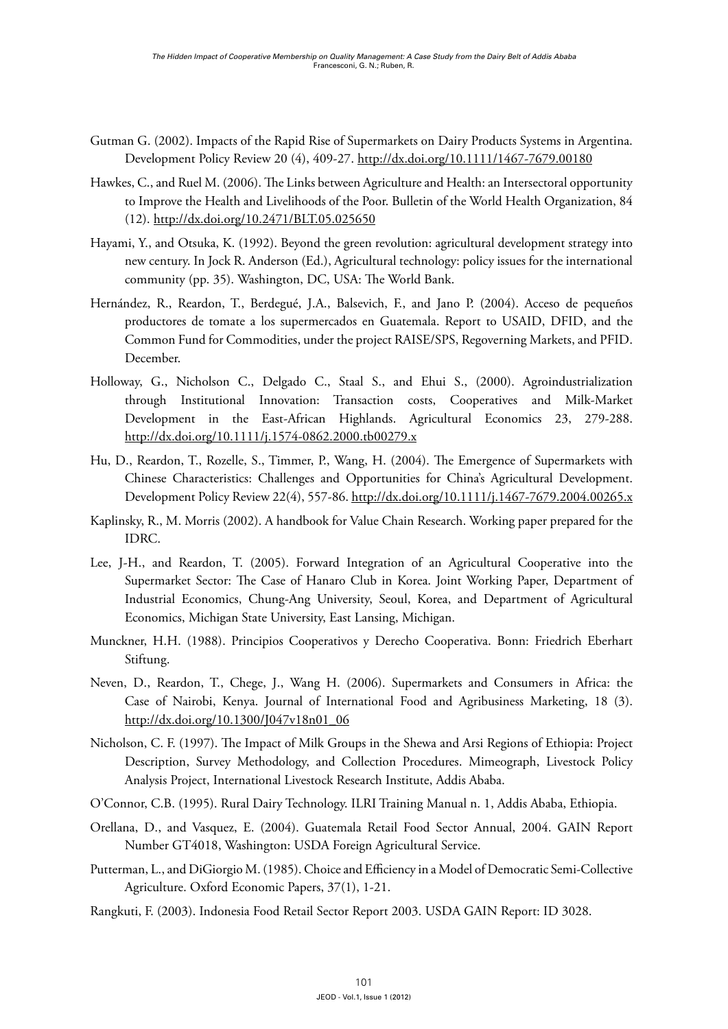Gutman G. (2002). Impacts of the Rapid Rise of Supermarkets on Dairy Products Systems in Argentina. Development Policy Review 20 (4), 409-27. http://dx.doi.org/10.1111/1467-7679.00180

Hawkes, C., and Ruel M. (2006). The Links between Agriculture and Health: an Intersectoral opportunity to Improve the Health and Livelihoods of the Poor. Bulletin of the World Health Organization, 84 (12). http://dx.doi.org/10.2471/BLT.05.025650

Hayami, Y., and Otsuka, K. (1992). Beyond the green revolution: agricultural development strategy into new century. In Jock R. Anderson (Ed.), Agricultural technology: policy issues for the international community (pp. 35). Washington, DC, USA: The World Bank.

Hernández, R., Reardon, T., Berdegué, J.A., Balsevich, F., and Jano P. (2004). Acceso de pequeños productores de tomate a los supermercados en Guatemala. Report to USAID, DFID, and the Common Fund for Commodities, under the project RAISE/SPS, Regoverning Markets, and PFID. December.

Holloway, G., Nicholson C., Delgado C., Staal S., and Ehui S., (2000). Agroindustrialization through Institutional Innovation: Transaction costs, Cooperatives and Milk-Market Development in the East-African Highlands. Agricultural Economics 23, 279-288. http://dx.doi.org/10.1111/j.1574-0862.2000.tb00279.x

Hu, D., Reardon, T., Rozelle, S., Timmer, P., Wang, H. (2004). The Emergence of Supermarkets with Chinese Characteristics: Challenges and Opportunities for China's Agricultural Development. Development Policy Review 22(4), 557-86. http://dx.doi.org/10.1111/j.1467-7679.2004.00265.x

Kaplinsky, R., M. Morris (2002). A handbook for Value Chain Research. Working paper prepared for the IDRC.

Lee, J-H., and Reardon, T. (2005). Forward Integration of an Agricultural Cooperative into the Supermarket Sector: The Case of Hanaro Club in Korea. Joint Working Paper, Department of Industrial Economics, Chung-Ang University, Seoul, Korea, and Department of Agricultural Economics, Michigan State University, East Lansing, Michigan.

Munckner, H.H. (1988). Principios Cooperativos y Derecho Cooperativa. Bonn: Friedrich Eberhart Stiftung.

Neven, D., Reardon, T., Chege, J., Wang H. (2006). Supermarkets and Consumers in Africa: the Case of Nairobi, Kenya. Journal of International Food and Agribusiness Marketing, 18 (3). http://dx.doi.org/10.1300/J047v18n01_06

Nicholson, C. F. (1997). The Impact of Milk Groups in the Shewa and Arsi Regions of Ethiopia: Project Description, Survey Methodology, and Collection Procedures. Mimeograph, Livestock Policy Analysis Project, International Livestock Research Institute, Addis Ababa.

O'Connor, C.B. (1995). Rural Dairy Technology. ILRI Training Manual n. 1, Addis Ababa, Ethiopia.

Orellana, D., and Vasquez, E. (2004). Guatemala Retail Food Sector Annual, 2004. GAIN Report Number GT4018, Washington: USDA Foreign Agricultural Service.

Putterman, L., and DiGiorgio M. (1985). Choice and Efficiency in a Model of Democratic Semi-Collective Agriculture. Oxford Economic Papers, 37(1), 1-21.

Rangkuti, F. (2003). Indonesia Food Retail Sector Report 2003. USDA GAIN Report: ID 3028.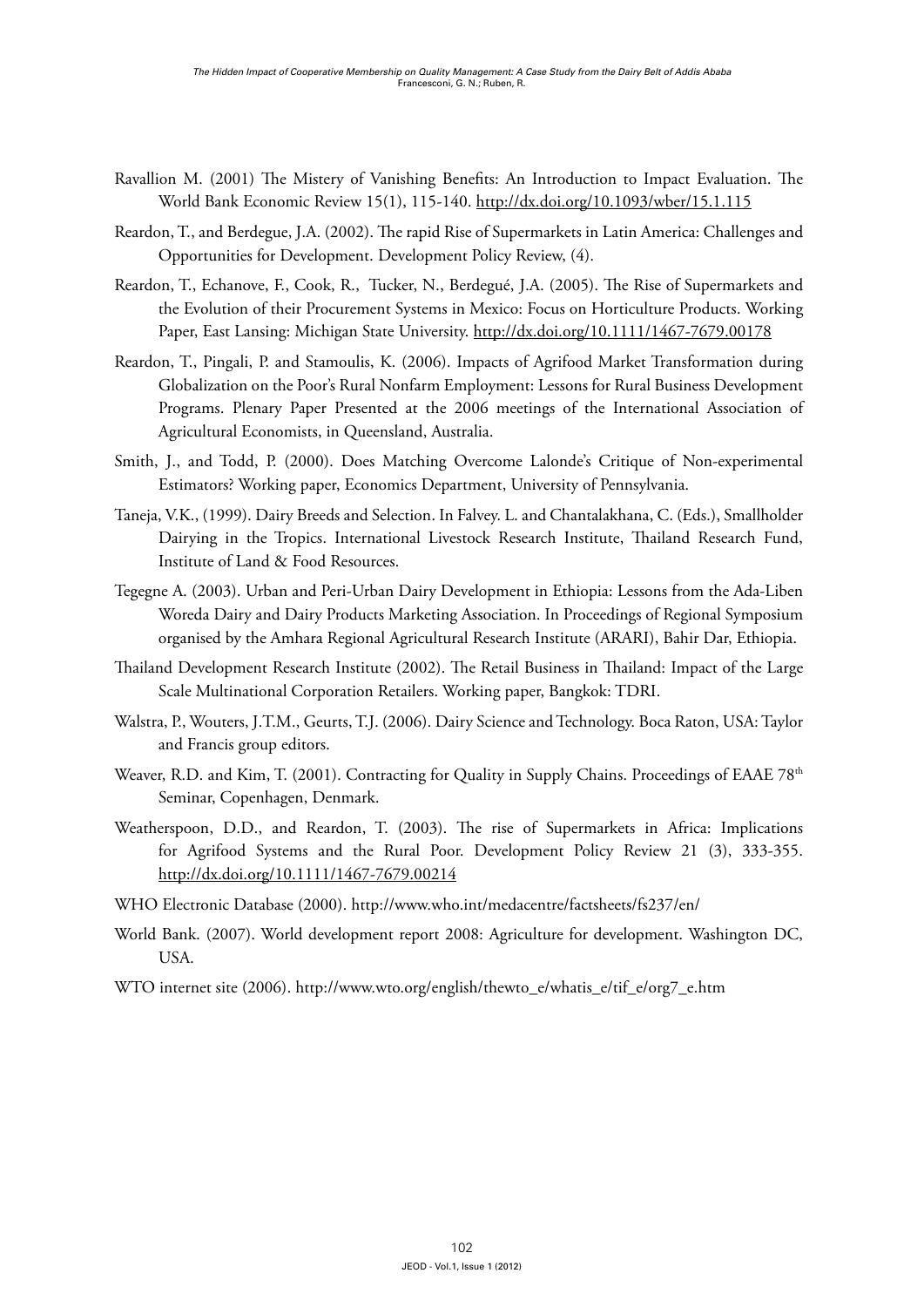Ravallion M. (2001) The Mistery of Vanishing Benefits: An Introduction to Impact Evaluation. The World Bank Economic Review 15(1), 115-140. http://dx.doi.org/10.1093/wber/15.1.115

Reardon, T., and Berdegue, J.A. (2002). The rapid Rise of Supermarkets in Latin America: Challenges and Opportunities for Development. Development Policy Review, (4).

Reardon, T., Echanove, F., Cook, R., Tucker, N., Berdegué, J.A. (2005). The Rise of Supermarkets and the Evolution of their Procurement Systems in Mexico: Focus on Horticulture Products. Working Paper, East Lansing: Michigan State University. http://dx.doi.org/10.1111/1467-7679.00178

Reardon, T., Pingali, P. and Stamoulis, K. (2006). Impacts of Agrifood Market Transformation during Globalization on the Poor's Rural Nonfarm Employment: Lessons for Rural Business Development Programs. Plenary Paper Presented at the 2006 meetings of the International Association of Agricultural Economists, in Queensland, Australia.

Smith, J., and Todd, P. (2000). Does Matching Overcome Lalonde's Critique of Non-experimental Estimators? Working paper, Economics Department, University of Pennsylvania.

Taneja, V.K., (1999). Dairy Breeds and Selection. In Falvey. L. and Chantalakhana, C. (Eds.), Smallholder Dairying in the Tropics. International Livestock Research Institute, Thailand Research Fund, Institute of Land & Food Resources.

Tegegne A. (2003). Urban and Peri-Urban Dairy Development in Ethiopia: Lessons from the Ada-Liben Woreda Dairy and Dairy Products Marketing Association. In Proceedings of Regional Symposium organised by the Amhara Regional Agricultural Research Institute (ARARI), Bahir Dar, Ethiopia.

Thailand Development Research Institute (2002). The Retail Business in Thailand: Impact of the Large Scale Multinational Corporation Retailers. Working paper, Bangkok: TDRI.

Walstra, P., Wouters, J.T.M., Geurts, T.J. (2006). Dairy Science and Technology. Boca Raton, USA: Taylor and Francis group editors.

Weaver, R.D. and Kim, T. (2001). Contracting for Quality in Supply Chains. Proceedings of EAAE 78th Seminar, Copenhagen, Denmark.

Weatherspoon, D.D., and Reardon, T. (2003). The rise of Supermarkets in Africa: Implications for Agrifood Systems and the Rural Poor. Development Policy Review 21 (3), 333-355. http://dx.doi.org/10.1111/1467-7679.00214

WHO Electronic Database (2000). http://www.who.int/medacentre/factsheets/fs237/en/

World Bank. (2007). World development report 2008: Agriculture for development. Washington DC, USA.

WTO internet site (2006). http://www.wto.org/english/thewto_e/whatis_e/tif_e/org7_e.htm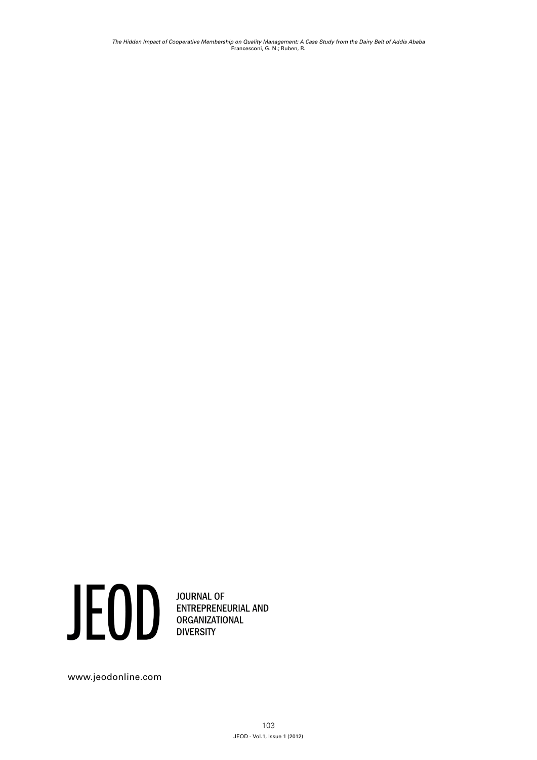JEOD

JOURNAL OF ENTREPRENEURIAL AND ORGANIZATIONAL DIVERSITY

www.jeodonline.com